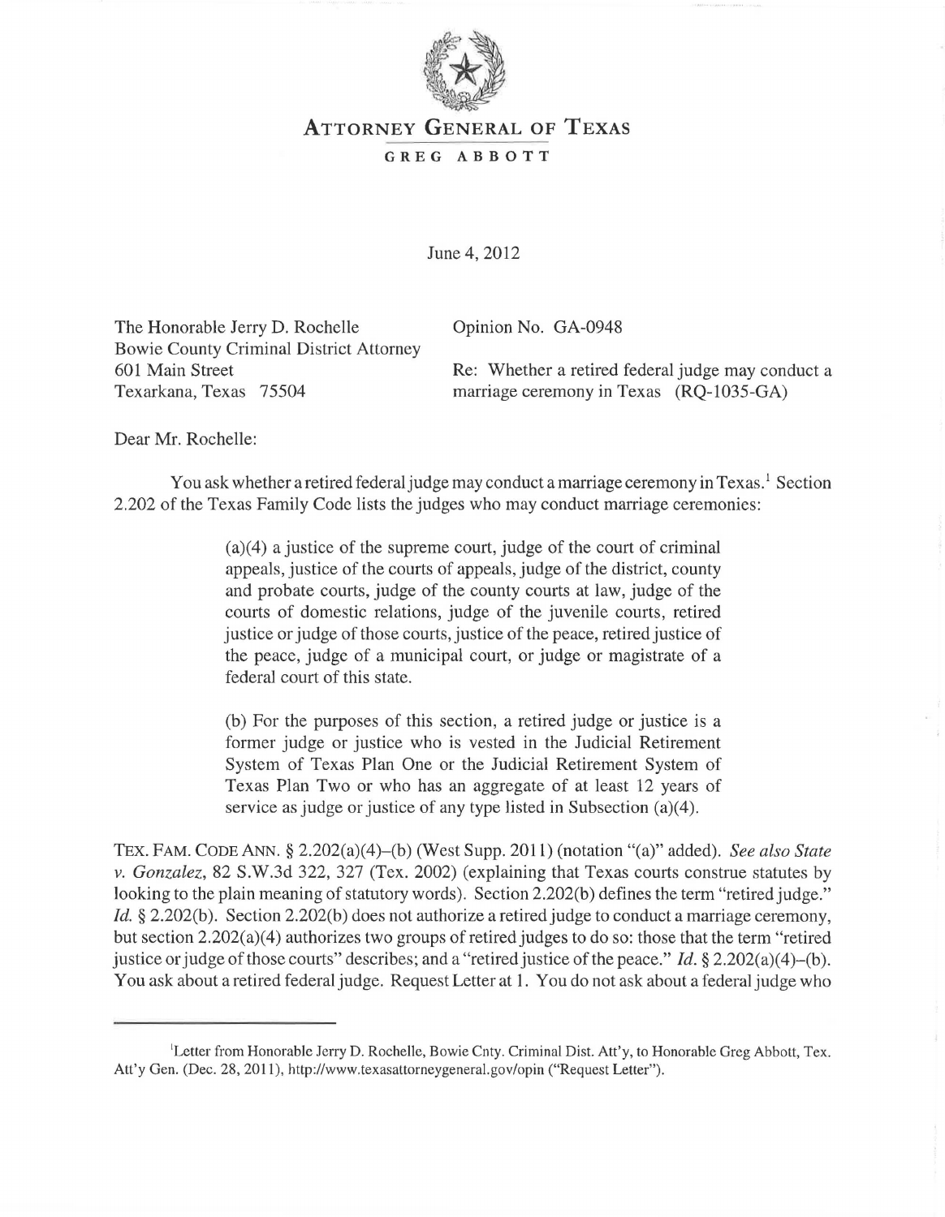# ATTORNEY GENERAL OF TEXAS

**GREG ABBOTT**

June 4, 2012

The Honorable Jerry D. Rochelle
Bowie County Criminal District Attorney
601 Main Street
Texarkana, Texas 75504

Opinion No. GA-0948

Re: Whether a retired federal judge may conduct a marriage ceremony in Texas (RQ-1035-GA)

Dear Mr. Rochelle:

You ask whether a retired federal judge may conduct a marriage ceremony in Texas.[1] Section 2.202 of the Texas Family Code lists the judges who may conduct marriage ceremonies:

> (a)(4) a justice of the supreme court, judge of the court of criminal appeals, justice of the courts of appeals, judge of the district, county and probate courts, judge of the county courts at law, judge of the courts of domestic relations, judge of the juvenile courts, retired justice or judge of those courts, justice of the peace, retired justice of the peace, judge of a municipal court, or judge or magistrate of a federal court of this state.
>
> (b) For the purposes of this section, a retired judge or justice is a former judge or justice who is vested in the Judicial Retirement System of Texas Plan One or the Judicial Retirement System of Texas Plan Two or who has an aggregate of at least 12 years of service as judge or justice of any type listed in Subsection (a)(4).

TEX. FAM. CODE ANN. § 2.202(a)(4)–(b) (West Supp. 2011) (notation "(a)" added). *See also State v. Gonzalez*, 82 S.W.3d 322, 327 (Tex. 2002) (explaining that Texas courts construe statutes by looking to the plain meaning of statutory words). Section 2.202(b) defines the term "retired judge." *Id.* § 2.202(b). Section 2.202(b) does not authorize a retired judge to conduct a marriage ceremony, but section 2.202(a)(4) authorizes two groups of retired judges to do so: those that the term "retired justice or judge of those courts" describes; and a "retired justice of the peace." *Id.* § 2.202(a)(4)–(b). You ask about a retired federal judge. Request Letter at 1. You do not ask about a federal judge who

---

[1] Letter from Honorable Jerry D. Rochelle, Bowie Cnty. Criminal Dist. Att'y, to Honorable Greg Abbott, Tex. Att'y Gen. (Dec. 28, 2011), http://www.texasattorneygeneral.gov/opin ("Request Letter").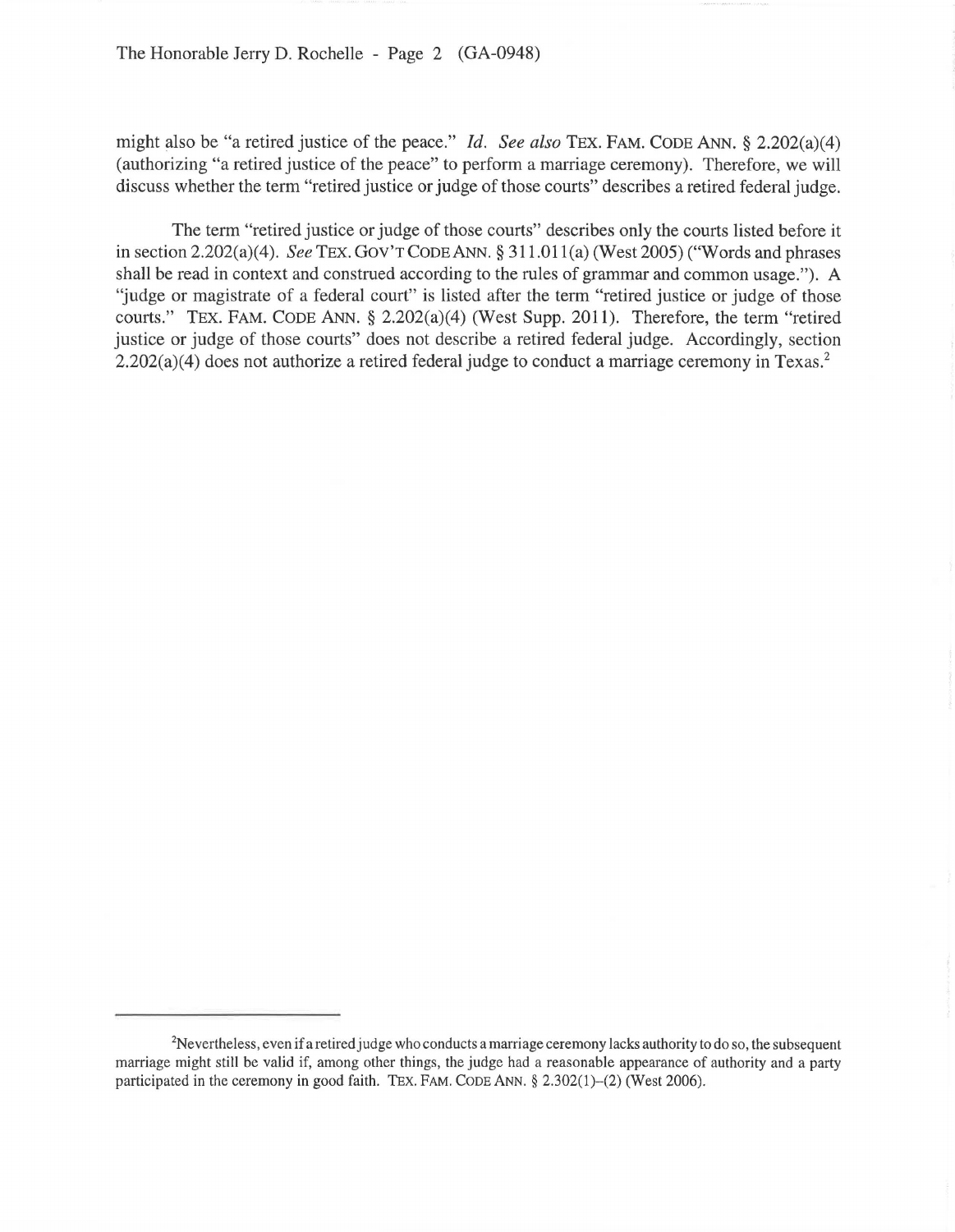might also be "a retired justice of the peace." *Id. See also* TEX. FAM. CODE ANN. § 2.202(a)(4) (authorizing "a retired justice of the peace" to perform a marriage ceremony). Therefore, we will discuss whether the term "retired justice or judge of those courts" describes a retired federal judge.

The term "retired justice or judge of those courts" describes only the courts listed before it in section 2.202(a)(4). *See* TEX. GOV'T CODE ANN. § 311.011(a) (West 2005) ("Words and phrases shall be read in context and construed according to the rules of grammar and common usage."). A "judge or magistrate of a federal court" is listed after the term "retired justice or judge of those courts." TEX. FAM. CODE ANN. § 2.202(a)(4) (West Supp. 2011). Therefore, the term "retired justice or judge of those courts" does not describe a retired federal judge. Accordingly, section 2.202(a)(4) does not authorize a retired federal judge to conduct a marriage ceremony in Texas.[2]

---

[2]Nevertheless, even if a retired judge who conducts a marriage ceremony lacks authority to do so, the subsequent marriage might still be valid if, among other things, the judge had a reasonable appearance of authority and a party participated in the ceremony in good faith. TEX. FAM. CODE ANN. § 2.302(1)–(2) (West 2006).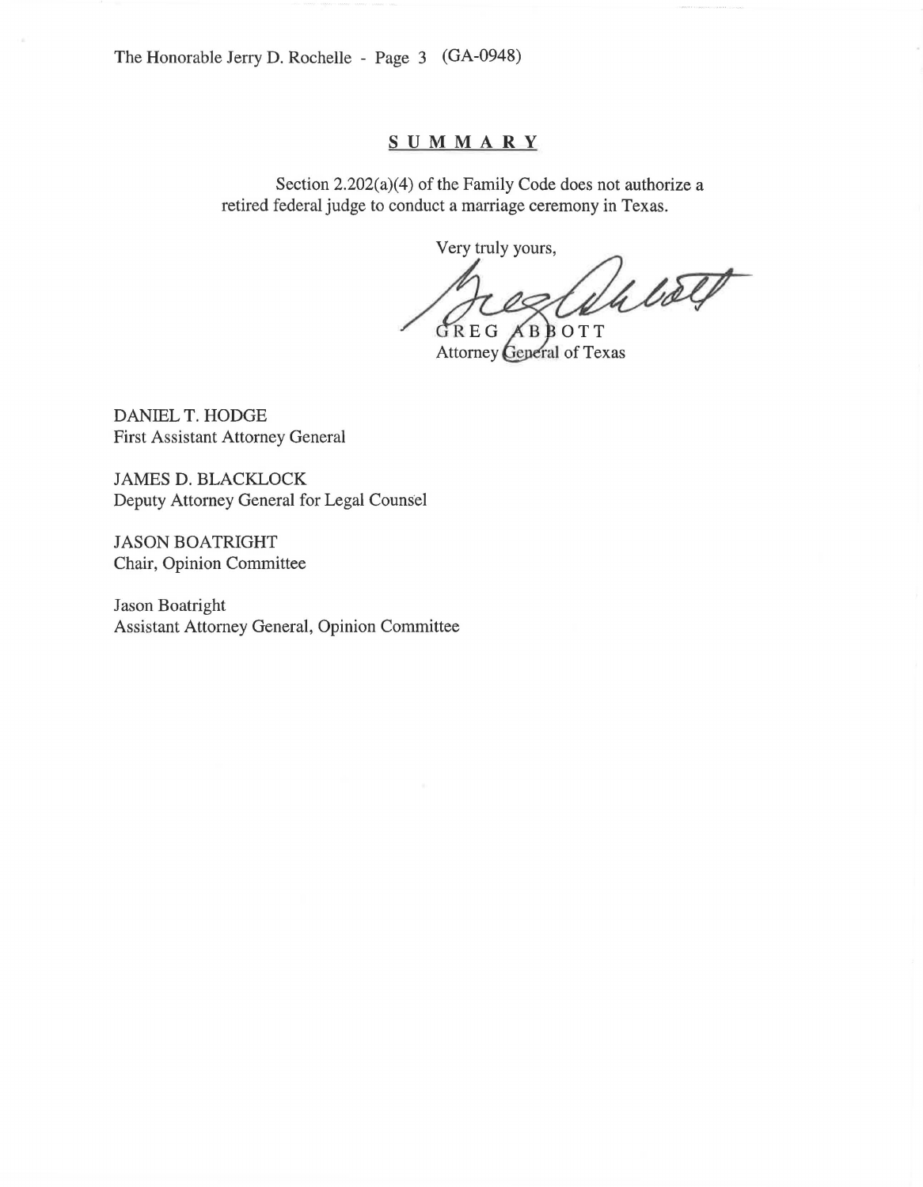## SUMMARY

Section 2.202(a)(4) of the Family Code does not authorize a retired federal judge to conduct a marriage ceremony in Texas.

Very truly yours,

GREG ABBOTT
Attorney General of Texas

DANIEL T. HODGE
First Assistant Attorney General

JAMES D. BLACKLOCK
Deputy Attorney General for Legal Counsel

JASON BOATRIGHT
Chair, Opinion Committee

Jason Boatright
Assistant Attorney General, Opinion Committee